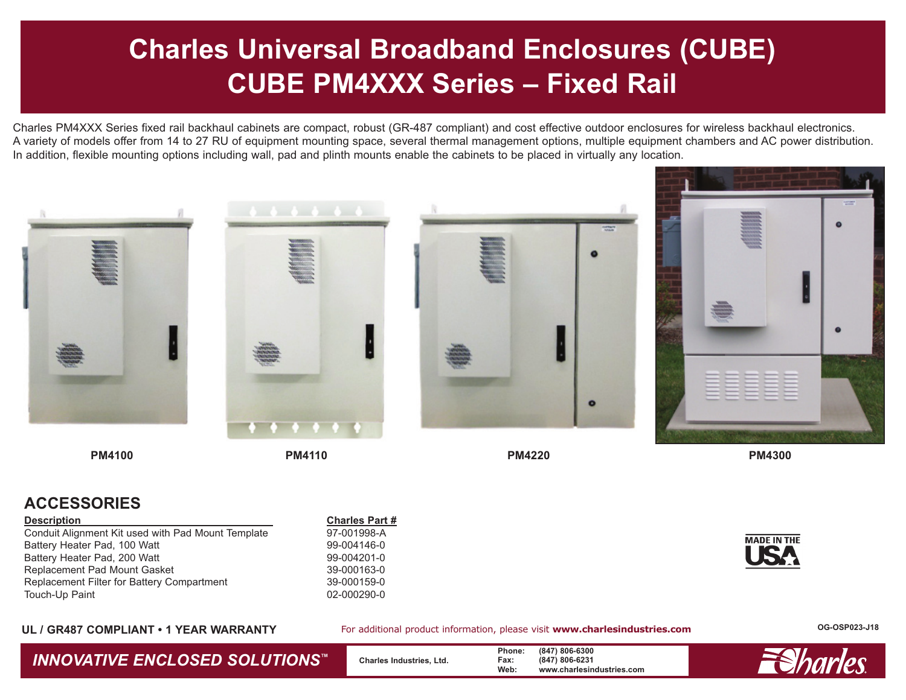# Charles Universal Broadband Enclosures (CUBE)
# CUBE PM4XXX Series – Fixed Rail

Charles PM4XXX Series fixed rail backhaul cabinets are compact, robust (GR-487 compliant) and cost effective outdoor enclosures for wireless backhaul electronics. A variety of models offer from 14 to 27 RU of equipment mounting space, several thermal management options, multiple equipment chambers and AC power distribution. In addition, flexible mounting options including wall, pad and plinth mounts enable the cabinets to be placed in virtually any location.

PM4100

PM4110

PM4220

PM4300

## ACCESSORIES

| Description | Charles Part # |
|---|---|
| Conduit Alignment Kit used with Pad Mount Template | 97-001998-A |
| Battery Heater Pad, 100 Watt | 99-004146-0 |
| Battery Heater Pad, 200 Watt | 99-004201-0 |
| Replacement Pad Mount Gasket | 39-000163-0 |
| Replacement Filter for Battery Compartment | 39-000159-0 |
| Touch-Up Paint | 02-000290-0 |

MADE IN THE USA

**UL / GR487 COMPLIANT • 1 YEAR WARRANTY**

For additional product information, please visit **www.charlesindustries.com**

OG-OSP023-J18

***INNOVATIVE ENCLOSED SOLUTIONS™***

**Charles Industries, Ltd.**

**Phone:** (847) 806-6300
**Fax:** (847) 806-6231
**Web:** www.charlesindustries.com

Charles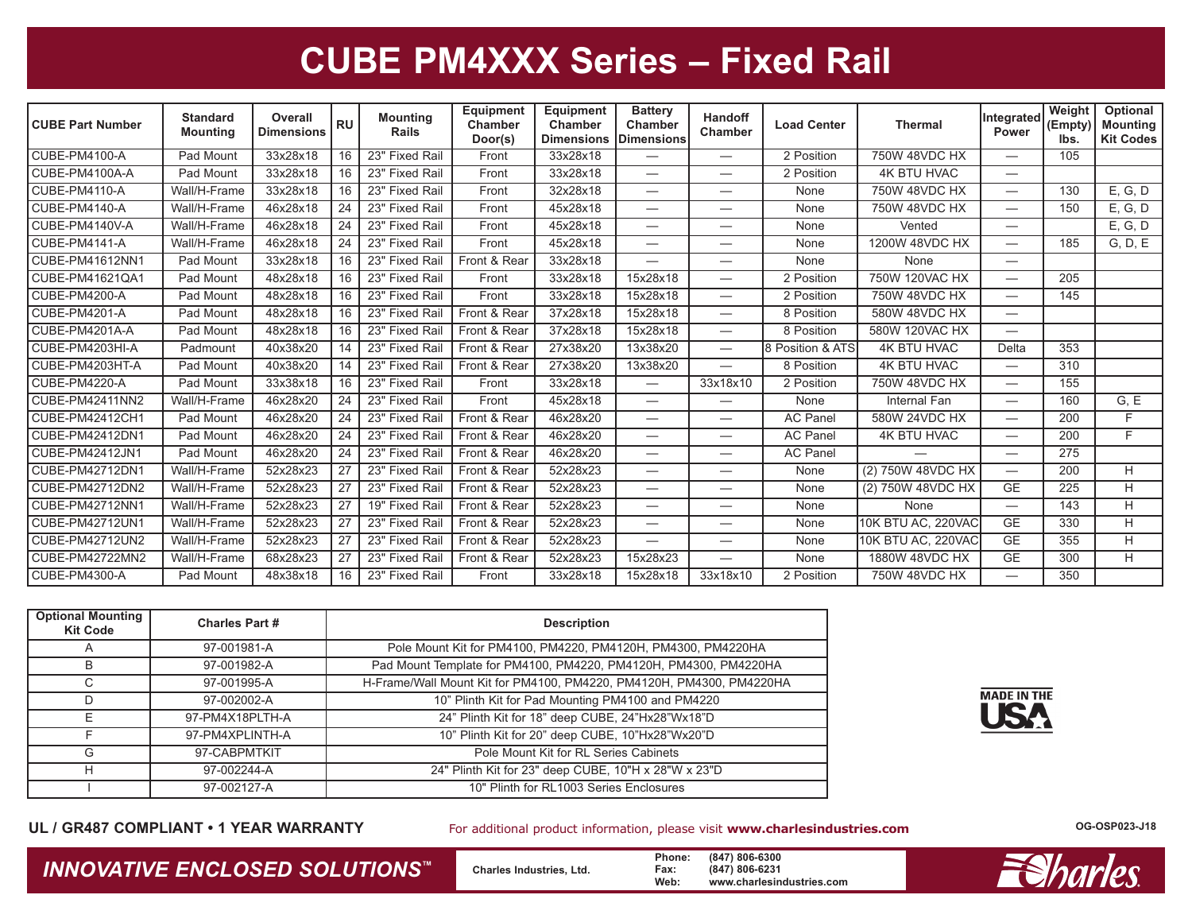# CUBE PM4XXX Series – Fixed Rail

| CUBE Part Number | Standard Mounting | Overall Dimensions | RU | Mounting Rails | Equipment Chamber Door(s) | Equipment Chamber Dimensions | Battery Chamber Dimensions | Handoff Chamber | Load Center | Thermal | Integrated Power | Weight (Empty) lbs. | Optional Mounting Kit Codes |
|---|---|---|---|---|---|---|---|---|---|---|---|---|---|
| CUBE-PM4100-A | Pad Mount | 33x28x18 | 16 | 23" Fixed Rail | Front | 33x28x18 | — | — | 2 Position | 750W 48VDC HX | — | 105 | |
| CUBE-PM4100A-A | Pad Mount | 33x28x18 | 16 | 23" Fixed Rail | Front | 33x28x18 | — | — | 2 Position | 4K BTU HVAC | — | | |
| CUBE-PM4110-A | Wall/H-Frame | 33x28x18 | 16 | 23" Fixed Rail | Front | 32x28x18 | — | — | None | 750W 48VDC HX | — | 130 | E, G, D |
| CUBE-PM4140-A | Wall/H-Frame | 46x28x18 | 24 | 23" Fixed Rail | Front | 45x28x18 | — | — | None | 750W 48VDC HX | — | 150 | E, G, D |
| CUBE-PM4140V-A | Wall/H-Frame | 46x28x18 | 24 | 23" Fixed Rail | Front | 45x28x18 | — | — | None | Vented | — | | E, G, D |
| CUBE-PM4141-A | Wall/H-Frame | 46x28x18 | 24 | 23" Fixed Rail | Front | 45x28x18 | — | — | None | 1200W 48VDC HX | — | 185 | G, D, E |
| CUBE-PM41612NN1 | Pad Mount | 33x28x18 | 16 | 23" Fixed Rail | Front & Rear | 33x28x18 | — | — | None | None | — | | |
| CUBE-PM41621QA1 | Pad Mount | 48x28x18 | 16 | 23" Fixed Rail | Front | 33x28x18 | 15x28x18 | — | 2 Position | 750W 120VAC HX | — | 205 | |
| CUBE-PM4200-A | Pad Mount | 48x28x18 | 16 | 23" Fixed Rail | Front | 33x28x18 | 15x28x18 | — | 2 Position | 750W 48VDC HX | — | 145 | |
| CUBE-PM4201-A | Pad Mount | 48x28x18 | 16 | 23" Fixed Rail | Front & Rear | 37x28x18 | 15x28x18 | — | 8 Position | 580W 48VDC HX | — | | |
| CUBE-PM4201A-A | Pad Mount | 48x28x18 | 16 | 23" Fixed Rail | Front & Rear | 37x28x18 | 15x28x18 | — | 8 Position | 580W 120VAC HX | — | | |
| CUBE-PM4203HI-A | Padmount | 40x38x20 | 14 | 23" Fixed Rail | Front & Rear | 27x38x20 | 13x38x20 | — | 8 Position & ATS | 4K BTU HVAC | Delta | 353 | |
| CUBE-PM4203HT-A | Pad Mount | 40x38x20 | 14 | 23" Fixed Rail | Front & Rear | 27x38x20 | 13x38x20 | — | 8 Position | 4K BTU HVAC | — | 310 | |
| CUBE-PM4220-A | Pad Mount | 33x38x18 | 16 | 23" Fixed Rail | Front | 33x28x18 | — | 33x18x10 | 2 Position | 750W 48VDC HX | — | 155 | |
| CUBE-PM42411NN2 | Wall/H-Frame | 46x28x20 | 24 | 23" Fixed Rail | Front | 45x28x18 | — | — | None | Internal Fan | — | 160 | G, E |
| CUBE-PM42412CH1 | Pad Mount | 46x28x20 | 24 | 23" Fixed Rail | Front & Rear | 46x28x20 | — | — | AC Panel | 580W 24VDC HX | — | 200 | F |
| CUBE-PM42412DN1 | Pad Mount | 46x28x20 | 24 | 23" Fixed Rail | Front & Rear | 46x28x20 | — | — | AC Panel | 4K BTU HVAC | — | 200 | F |
| CUBE-PM42412JN1 | Pad Mount | 46x28x20 | 24 | 23" Fixed Rail | Front & Rear | 46x28x20 | — | — | AC Panel | — | — | 275 | |
| CUBE-PM42712DN1 | Wall/H-Frame | 52x28x23 | 27 | 23" Fixed Rail | Front & Rear | 52x28x23 | — | — | None | (2) 750W 48VDC HX | — | 200 | H |
| CUBE-PM42712DN2 | Wall/H-Frame | 52x28x23 | 27 | 23" Fixed Rail | Front & Rear | 52x28x23 | — | — | None | (2) 750W 48VDC HX | GE | 225 | H |
| CUBE-PM42712NN1 | Wall/H-Frame | 52x28x23 | 27 | 19" Fixed Rail | Front & Rear | 52x28x23 | — | — | None | None | — | 143 | H |
| CUBE-PM42712UN1 | Wall/H-Frame | 52x28x23 | 27 | 23" Fixed Rail | Front & Rear | 52x28x23 | — | — | None | 10K BTU AC, 220VAC | GE | 330 | H |
| CUBE-PM42712UN2 | Wall/H-Frame | 52x28x23 | 27 | 23" Fixed Rail | Front & Rear | 52x28x23 | — | — | None | 10K BTU AC, 220VAC | GE | 355 | H |
| CUBE-PM42722MN2 | Wall/H-Frame | 68x28x23 | 27 | 23" Fixed Rail | Front & Rear | 52x28x23 | 15x28x23 | — | None | 1880W 48VDC HX | GE | 300 | H |
| CUBE-PM4300-A | Pad Mount | 48x38x18 | 16 | 23" Fixed Rail | Front | 33x28x18 | 15x28x18 | 33x18x10 | 2 Position | 750W 48VDC HX | — | 350 | |

| Optional Mounting Kit Code | Charles Part # | Description |
|---|---|---|
| A | 97-001981-A | Pole Mount Kit for PM4100, PM4220, PM4120H, PM4300, PM4220HA |
| B | 97-001982-A | Pad Mount Template for PM4100, PM4220, PM4120H, PM4300, PM4220HA |
| C | 97-001995-A | H-Frame/Wall Mount Kit for PM4100, PM4220, PM4120H, PM4300, PM4220HA |
| D | 97-002002-A | 10" Plinth Kit for Pad Mounting PM4100 and PM4220 |
| E | 97-PM4X18PLTH-A | 24" Plinth Kit for 18" deep CUBE, 24"Hx28"Wx18"D |
| F | 97-PM4XPLINTH-A | 10" Plinth Kit for 20" deep CUBE, 10"Hx28"Wx20"D |
| G | 97-CABPMTKIT | Pole Mount Kit for RL Series Cabinets |
| H | 97-002244-A | 24" Plinth Kit for 23" deep CUBE, 10"H x 28"W x 23"D |
| I | 97-002127-A | 10" Plinth for RL1003 Series Enclosures |

MADE IN THE USA

**UL / GR487 COMPLIANT • 1 YEAR WARRANTY**

For additional product information, please visit **www.charlesindustries.com**

OG-OSP023-J18

***INNOVATIVE ENCLOSED SOLUTIONS™***

**Charles Industries, Ltd.**

**Phone:** (847) 806-6300
**Fax:** (847) 806-6231
**Web:** www.charlesindustries.com

Charles